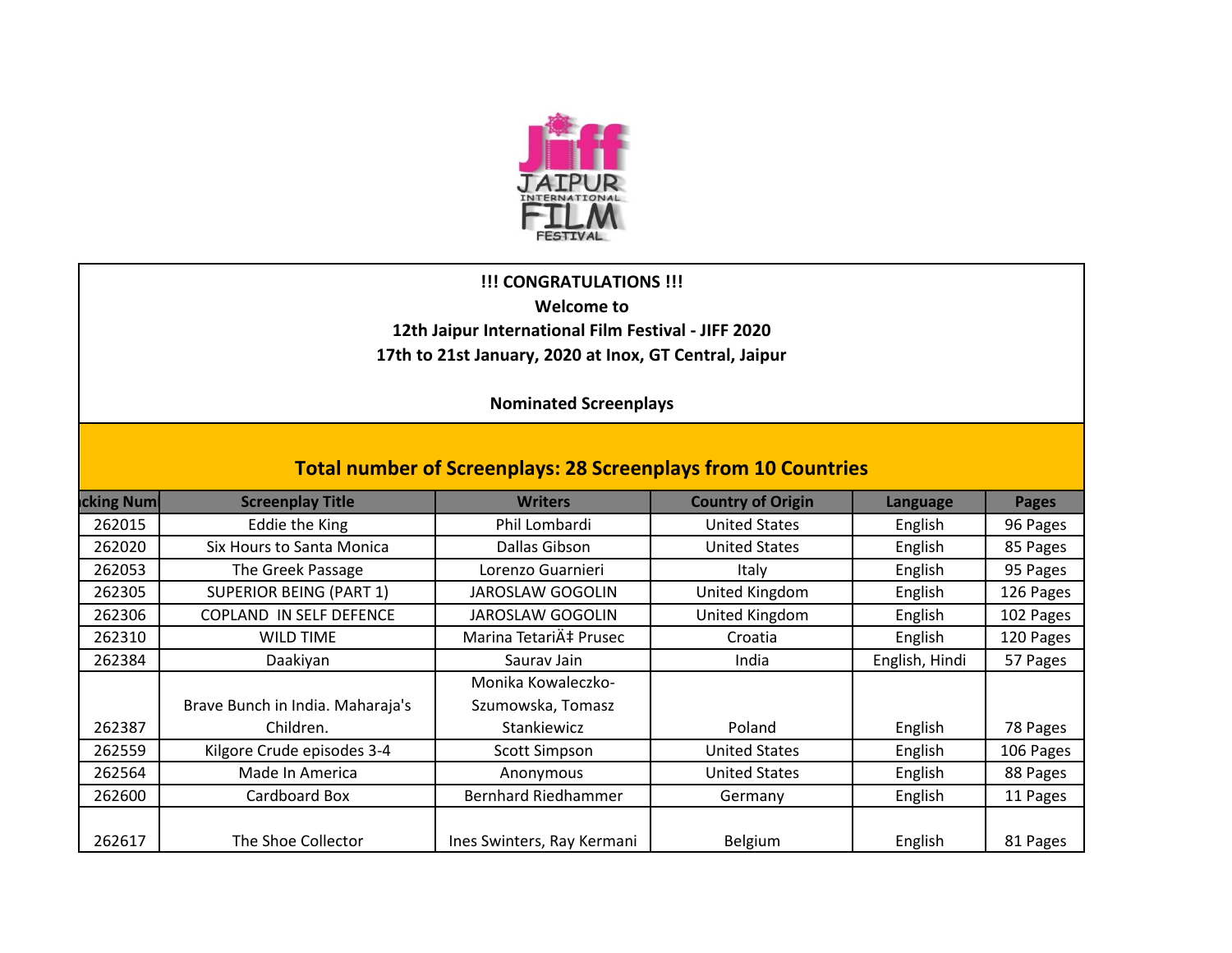**!!! CONGRATULATIONS !!!**

**Welcome to**

**12th Jaipur International Film Festival - JIFF 2020**

**17th to 21st January, 2020 at Inox, GT Central, Jaipur**

**Nominated Screenplays**

## Total number of Screenplays: 28 Screenplays from 10 Countries

| cking Num | Screenplay Title | Writers | Country of Origin | Language | Pages |
|---|---|---|---|---|---|
| 262015 | Eddie the King | Phil Lombardi | United States | English | 96 Pages |
| 262020 | Six Hours to Santa Monica | Dallas Gibson | United States | English | 85 Pages |
| 262053 | The Greek Passage | Lorenzo Guarnieri | Italy | English | 95 Pages |
| 262305 | SUPERIOR BEING (PART 1) | JAROSLAW GOGOLIN | United Kingdom | English | 126 Pages |
| 262306 | COPLAND IN SELF DEFENCE | JAROSLAW GOGOLIN | United Kingdom | English | 102 Pages |
| 262310 | WILD TIME | Marina TetariÄ‡ Prusec | Croatia | English | 120 Pages |
| 262384 | Daakiyan | Saurav Jain | India | English, Hindi | 57 Pages |
| 262387 | Brave Bunch in India. Maharaja's Children. | Monika Kowaleczko-Szumowska, Tomasz Stankiewicz | Poland | English | 78 Pages |
| 262559 | Kilgore Crude episodes 3-4 | Scott Simpson | United States | English | 106 Pages |
| 262564 | Made In America | Anonymous | United States | English | 88 Pages |
| 262600 | Cardboard Box | Bernhard Riedhammer | Germany | English | 11 Pages |
| 262617 | The Shoe Collector | Ines Swinters, Ray Kermani | Belgium | English | 81 Pages |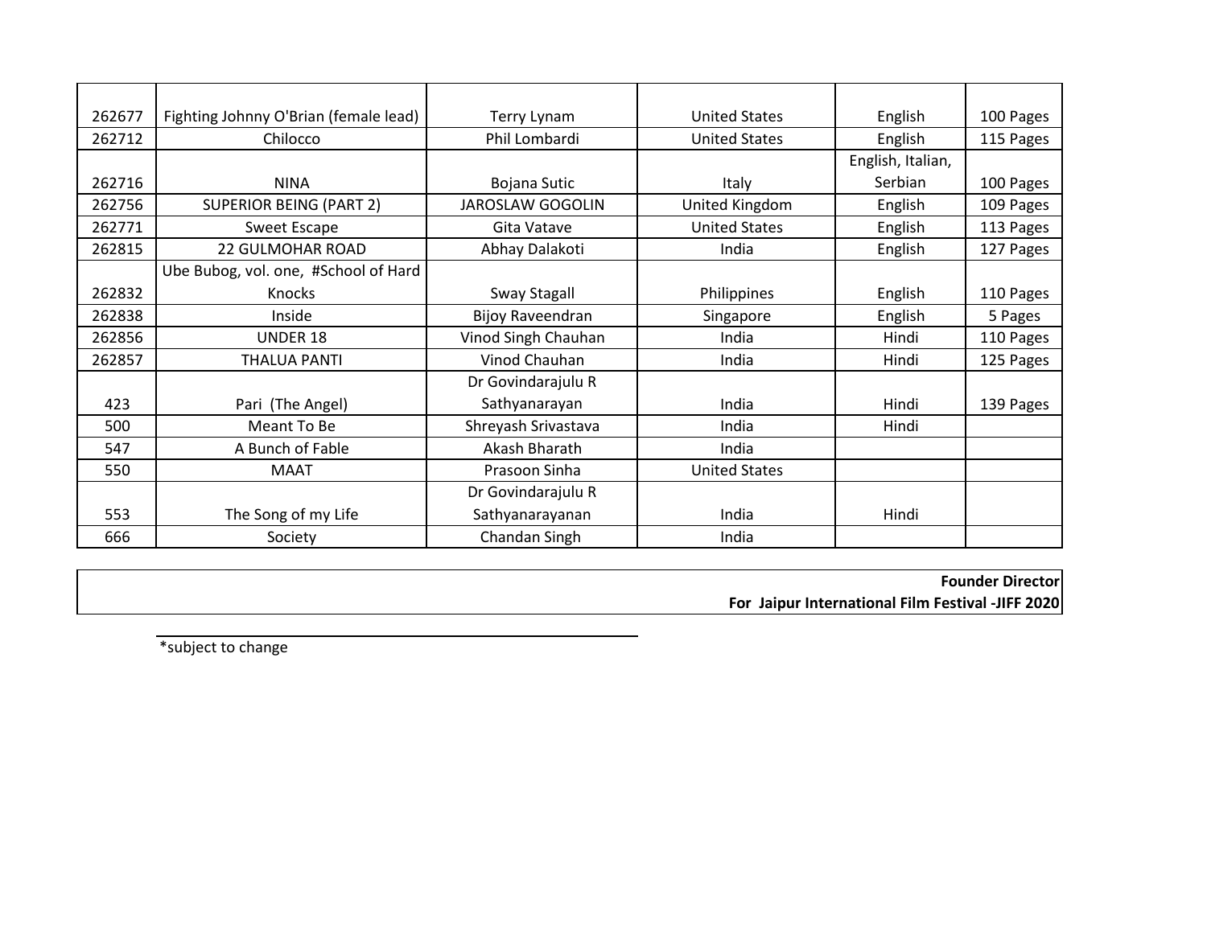| | | | | | |
|---|---|---|---|---|---|
| 262677 | Fighting Johnny O'Brian (female lead) | Terry Lynam | United States | English | 100 Pages |
| 262712 | Chilocco | Phil Lombardi | United States | English | 115 Pages |
| 262716 | NINA | Bojana Sutic | Italy | English, Italian, Serbian | 100 Pages |
| 262756 | SUPERIOR BEING (PART 2) | JAROSLAW GOGOLIN | United Kingdom | English | 109 Pages |
| 262771 | Sweet Escape | Gita Vatave | United States | English | 113 Pages |
| 262815 | 22 GULMOHAR ROAD | Abhay Dalakoti | India | English | 127 Pages |
| 262832 | Ube Bubog, vol. one, #School of Hard Knocks | Sway Stagall | Philippines | English | 110 Pages |
| 262838 | Inside | Bijoy Raveendran | Singapore | English | 5 Pages |
| 262856 | UNDER 18 | Vinod Singh Chauhan | India | Hindi | 110 Pages |
| 262857 | THALUA PANTI | Vinod Chauhan | India | Hindi | 125 Pages |
| 423 | Pari (The Angel) | Dr Govindarajulu R Sathyanarayan | India | Hindi | 139 Pages |
| 500 | Meant To Be | Shreyash Srivastava | India | Hindi | |
| 547 | A Bunch of Fable | Akash Bharath | India | | |
| 550 | MAAT | Prasoon Sinha | United States | | |
| 553 | The Song of my Life | Dr Govindarajulu R Sathyanarayanan | India | Hindi | |
| 666 | Society | Chandan Singh | India | | |

**Founder Director**
**For Jaipur International Film Festival -JIFF 2020**

*subject to change